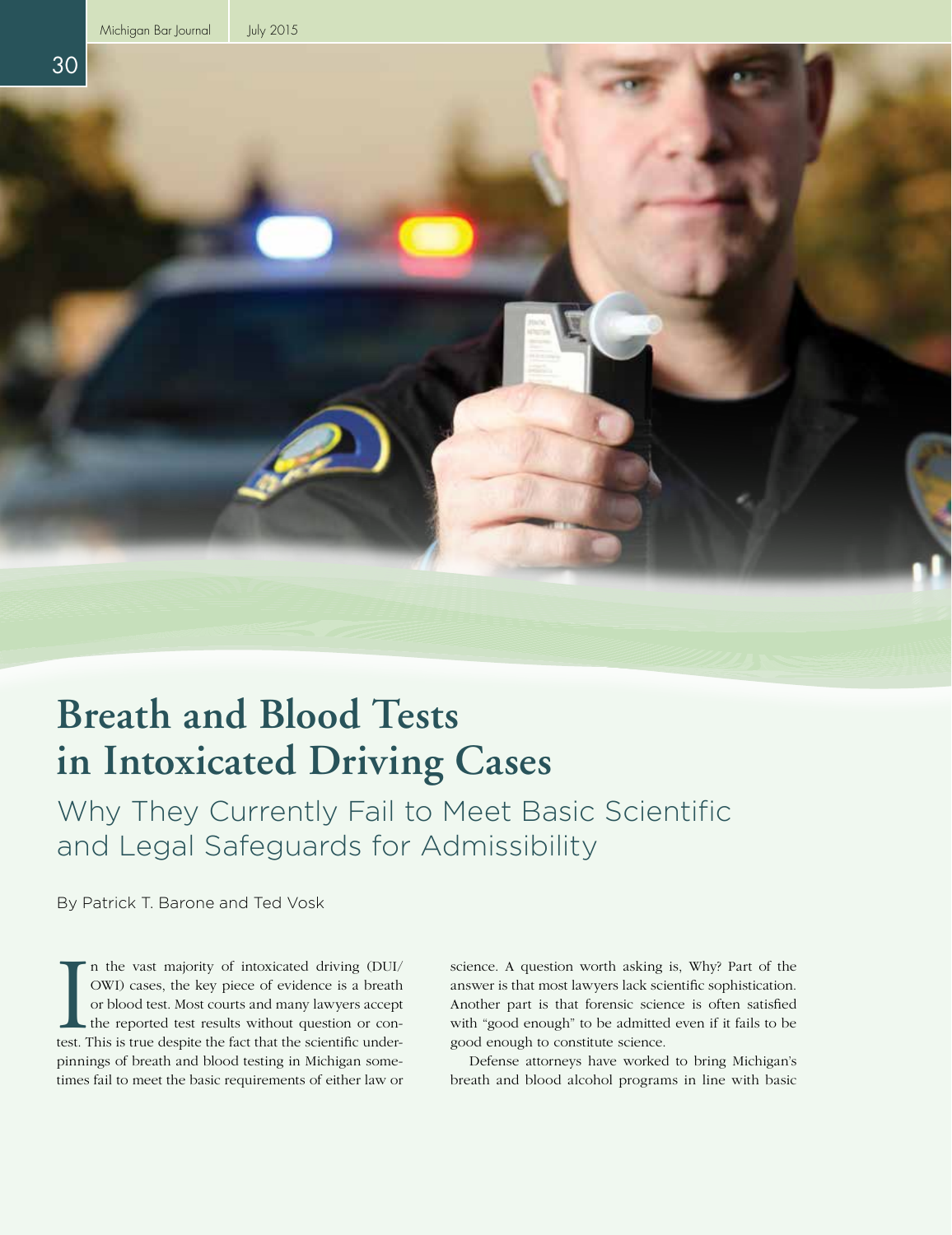# Breath and Blood Tests in Intoxicated Driving Cases

## Why They Currently Fail to Meet Basic Scientific and Legal Safeguards for Admissibility

By Patrick T. Barone and Ted Vosk

In the vast majority of intoxicated driving (DUI/OWI) cases, the key piece of evidence is a breath or blood test. Most courts and many lawyers accept the reported test results without question or contest. This is true despite the fact that the scientific underpinnings of breath and blood testing in Michigan sometimes fail to meet the basic requirements of either law or science. A question worth asking is, Why? Part of the answer is that most lawyers lack scientific sophistication. Another part is that forensic science is often satisfied with "good enough" to be admitted even if it fails to be good enough to constitute science.

Defense attorneys have worked to bring Michigan's breath and blood alcohol programs in line with basic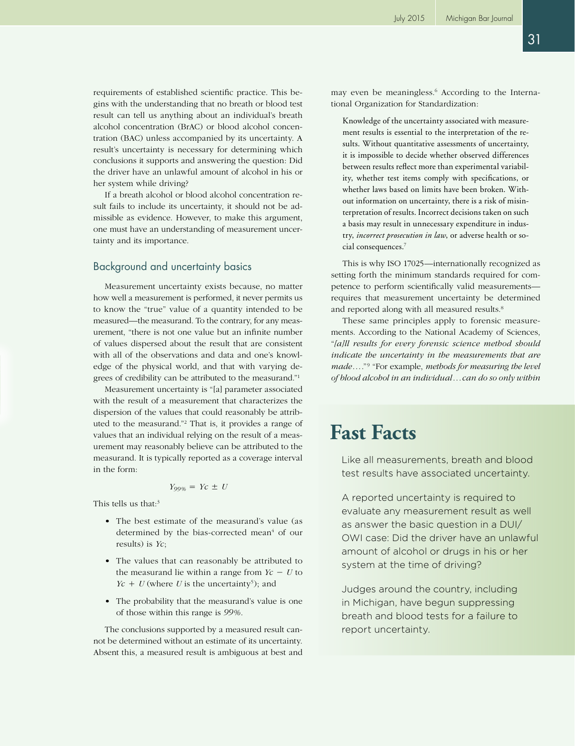requirements of established scientific practice. This begins with the understanding that no breath or blood test result can tell us anything about an individual's breath alcohol concentration (BrAC) or blood alcohol concentration (BAC) unless accompanied by its uncertainty. A result's uncertainty is necessary for determining which conclusions it supports and answering the question: Did the driver have an unlawful amount of alcohol in his or her system while driving?

If a breath alcohol or blood alcohol concentration result fails to include its uncertainty, it should not be admissible as evidence. However, to make this argument, one must have an understanding of measurement uncertainty and its importance.

## Background and uncertainty basics

Measurement uncertainty exists because, no matter how well a measurement is performed, it never permits us to know the "true" value of a quantity intended to be measured—the measurand. To the contrary, for any measurement, "there is not one value but an infinite number of values dispersed about the result that are consistent with all of the observations and data and one's knowledge of the physical world, and that with varying degrees of credibility can be attributed to the measurand."[1]

Measurement uncertainty is "[a] parameter associated with the result of a measurement that characterizes the dispersion of the values that could reasonably be attributed to the measurand."[2] That is, it provides a range of values that an individual relying on the result of a measurement may reasonably believe can be attributed to the measurand. It is typically reported as a coverage interval in the form:

$$Y_{99\%} = Yc \pm U$$

This tells us that:[3]

- The best estimate of the measurand's value (as determined by the bias-corrected mean[4] of our results) is $Yc$;
- The values that can reasonably be attributed to the measurand lie within a range from $Yc - U$ to $Yc + U$ (where $U$ is the uncertainty[5]); and
- The probability that the measurand's value is one of those within this range is *99%*.

The conclusions supported by a measured result cannot be determined without an estimate of its uncertainty. Absent this, a measured result is ambiguous at best and may even be meaningless.[6] According to the International Organization for Standardization:

> Knowledge of the uncertainty associated with measurement results is essential to the interpretation of the results. Without quantitative assessments of uncertainty, it is impossible to decide whether observed differences between results reflect more than experimental variability, whether test items comply with specifications, or whether laws based on limits have been broken. Without information on uncertainty, there is a risk of misinterpretation of results. Incorrect decisions taken on such a basis may result in unnecessary expenditure in industry, *incorrect prosecution in law*, or adverse health or social consequences.[7]

This is why ISO 17025—internationally recognized as setting forth the minimum standards required for competence to perform scientifically valid measurements—requires that measurement uncertainty be determined and reported along with all measured results.[8]

These same principles apply to forensic measurements. According to the National Academy of Sciences, "*[a]ll results for every forensic science method should indicate the uncertainty in the measurements that are made*...."[9] "For example, *methods for measuring the level of blood alcohol in an individual...can do so only within*

## Fast Facts

Like all measurements, breath and blood test results have associated uncertainty.

A reported uncertainty is required to evaluate any measurement result as well as answer the basic question in a DUI/OWI case: Did the driver have an unlawful amount of alcohol or drugs in his or her system at the time of driving?

Judges around the country, including in Michigan, have begun suppressing breath and blood tests for a failure to report uncertainty.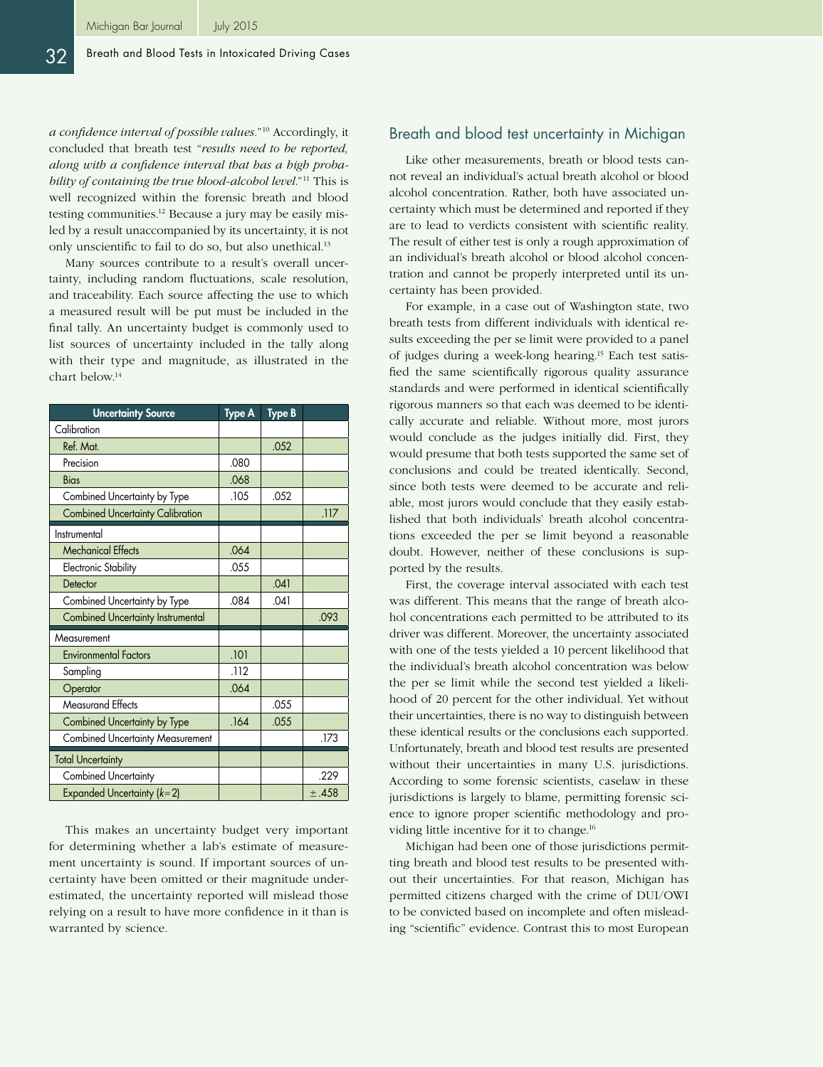*a confidence interval of possible values.*"[10] Accordingly, it concluded that breath test "*results need to be reported, along with a confidence interval that has a high probability of containing the true blood-alcohol level.*"[11] This is well recognized within the forensic breath and blood testing communities.[12] Because a jury may be easily misled by a result unaccompanied by its uncertainty, it is not only unscientific to fail to do so, but also unethical.[13]

Many sources contribute to a result's overall uncertainty, including random fluctuations, scale resolution, and traceability. Each source affecting the use to which a measured result will be put must be included in the final tally. An uncertainty budget is commonly used to list sources of uncertainty included in the tally along with their type and magnitude, as illustrated in the chart below.[14]

| Uncertainty Source | Type A | Type B | |
|---|---|---|---|
| Calibration | | | |
| Ref. Mat. | | .052 | |
| Precision | .080 | | |
| Bias | .068 | | |
| Combined Uncertainty by Type | .105 | .052 | |
| Combined Uncertainty Calibration | | | .117 |
| Instrumental | | | |
| Mechanical Effects | .064 | | |
| Electronic Stability | .055 | | |
| Detector | | .041 | |
| Combined Uncertainty by Type | .084 | .041 | |
| Combined Uncertainty Instrumental | | | .093 |
| Measurement | | | |
| Environmental Factors | .101 | | |
| Sampling | .112 | | |
| Operator | .064 | | |
| Measurand Effects | | .055 | |
| Combined Uncertainty by Type | .164 | .055 | |
| Combined Uncertainty Measurement | | | .173 |
| Total Uncertainty | | | |
| Combined Uncertainty | | | .229 |
| Expanded Uncertainty ($k=2$) | | | ± .458 |

This makes an uncertainty budget very important for determining whether a lab's estimate of measurement uncertainty is sound. If important sources of uncertainty have been omitted or their magnitude underestimated, the uncertainty reported will mislead those relying on a result to have more confidence in it than is warranted by science.

## Breath and blood test uncertainty in Michigan

Like other measurements, breath or blood tests cannot reveal an individual's actual breath alcohol or blood alcohol concentration. Rather, both have associated uncertainty which must be determined and reported if they are to lead to verdicts consistent with scientific reality. The result of either test is only a rough approximation of an individual's breath alcohol or blood alcohol concentration and cannot be properly interpreted until its uncertainty has been provided.

For example, in a case out of Washington state, two breath tests from different individuals with identical results exceeding the per se limit were provided to a panel of judges during a week-long hearing.[15] Each test satisfied the same scientifically rigorous quality assurance standards and were performed in identical scientifically rigorous manners so that each was deemed to be identically accurate and reliable. Without more, most jurors would conclude as the judges initially did. First, they would presume that both tests supported the same set of conclusions and could be treated identically. Second, since both tests were deemed to be accurate and reliable, most jurors would conclude that they easily established that both individuals' breath alcohol concentrations exceeded the per se limit beyond a reasonable doubt. However, neither of these conclusions is supported by the results.

First, the coverage interval associated with each test was different. This means that the range of breath alcohol concentrations each permitted to be attributed to its driver was different. Moreover, the uncertainty associated with one of the tests yielded a 10 percent likelihood that the individual's breath alcohol concentration was below the per se limit while the second test yielded a likelihood of 20 percent for the other individual. Yet without their uncertainties, there is no way to distinguish between these identical results or the conclusions each supported. Unfortunately, breath and blood test results are presented without their uncertainties in many U.S. jurisdictions. According to some forensic scientists, caselaw in these jurisdictions is largely to blame, permitting forensic science to ignore proper scientific methodology and providing little incentive for it to change.[16]

Michigan had been one of those jurisdictions permitting breath and blood test results to be presented without their uncertainties. For that reason, Michigan has permitted citizens charged with the crime of DUI/OWI to be convicted based on incomplete and often misleading "scientific" evidence. Contrast this to most European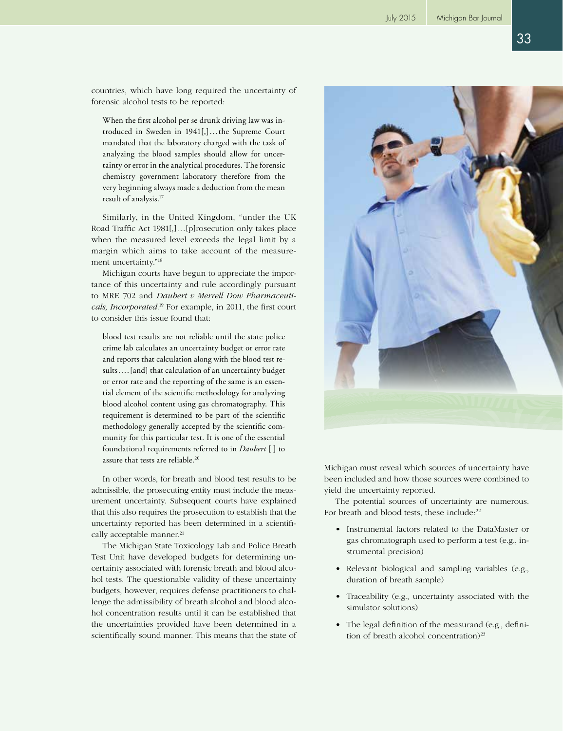countries, which have long required the uncertainty of forensic alcohol tests to be reported:

> When the first alcohol per se drunk driving law was introduced in Sweden in 1941[,]...the Supreme Court mandated that the laboratory charged with the task of analyzing the blood samples should allow for uncertainty or error in the analytical procedures. The forensic chemistry government laboratory therefore from the very beginning always made a deduction from the mean result of analysis.[17]

Similarly, in the United Kingdom, "under the UK Road Traffic Act 1981[,]...[p]rosecution only takes place when the measured level exceeds the legal limit by a margin which aims to take account of the measurement uncertainty."[18]

Michigan courts have begun to appreciate the importance of this uncertainty and rule accordingly pursuant to MRE 702 and *Daubert v Merrell Dow Pharmaceuticals, Incorporated*.[19] For example, in 2011, the first court to consider this issue found that:

> blood test results are not reliable until the state police crime lab calculates an uncertainty budget or error rate and reports that calculation along with the blood test results....[and] that calculation of an uncertainty budget or error rate and the reporting of the same is an essential element of the scientific methodology for analyzing blood alcohol content using gas chromatography. This requirement is determined to be part of the scientific methodology generally accepted by the scientific community for this particular test. It is one of the essential foundational requirements referred to in *Daubert* [ ] to assure that tests are reliable.[20]

In other words, for breath and blood test results to be admissible, the prosecuting entity must include the measurement uncertainty. Subsequent courts have explained that this also requires the prosecution to establish that the uncertainty reported has been determined in a scientifically acceptable manner.[21]

The Michigan State Toxicology Lab and Police Breath Test Unit have developed budgets for determining uncertainty associated with forensic breath and blood alcohol tests. The questionable validity of these uncertainty budgets, however, requires defense practitioners to challenge the admissibility of breath alcohol and blood alcohol concentration results until it can be established that the uncertainties provided have been determined in a scientifically sound manner. This means that the state of Michigan must reveal which sources of uncertainty have been included and how those sources were combined to yield the uncertainty reported.

The potential sources of uncertainty are numerous. For breath and blood tests, these include:[22]

- Instrumental factors related to the DataMaster or gas chromatograph used to perform a test (e.g., instrumental precision)
- Relevant biological and sampling variables (e.g., duration of breath sample)
- Traceability (e.g., uncertainty associated with the simulator solutions)
- The legal definition of the measurand (e.g., definition of breath alcohol concentration)[23]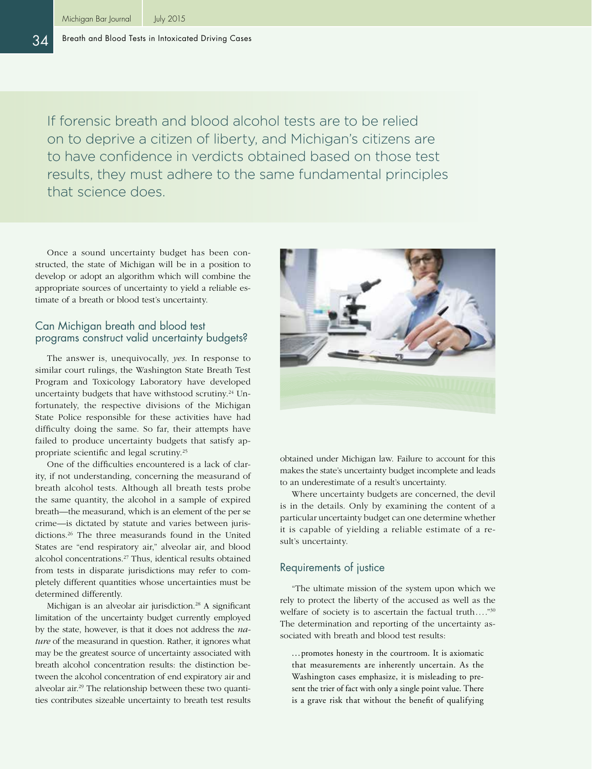If forensic breath and blood alcohol tests are to be relied on to deprive a citizen of liberty, and Michigan's citizens are to have confidence in verdicts obtained based on those test results, they must adhere to the same fundamental principles that science does.

Once a sound uncertainty budget has been constructed, the state of Michigan will be in a position to develop or adopt an algorithm which will combine the appropriate sources of uncertainty to yield a reliable estimate of a breath or blood test's uncertainty.

## Can Michigan breath and blood test programs construct valid uncertainty budgets?

The answer is, unequivocally, *yes*. In response to similar court rulings, the Washington State Breath Test Program and Toxicology Laboratory have developed uncertainty budgets that have withstood scrutiny.[24] Unfortunately, the respective divisions of the Michigan State Police responsible for these activities have had difficulty doing the same. So far, their attempts have failed to produce uncertainty budgets that satisfy appropriate scientific and legal scrutiny.[25]

One of the difficulties encountered is a lack of clarity, if not understanding, concerning the measurand of breath alcohol tests. Although all breath tests probe the same quantity, the alcohol in a sample of expired breath—the measurand, which is an element of the per se crime—is dictated by statute and varies between jurisdictions.[26] The three measurands found in the United States are "end respiratory air," alveolar air, and blood alcohol concentrations.[27] Thus, identical results obtained from tests in disparate jurisdictions may refer to completely different quantities whose uncertainties must be determined differently.

Michigan is an alveolar air jurisdiction.[28] A significant limitation of the uncertainty budget currently employed by the state, however, is that it does not address the *nature* of the measurand in question. Rather, it ignores what may be the greatest source of uncertainty associated with breath alcohol concentration results: the distinction between the alcohol concentration of end expiratory air and alveolar air.[29] The relationship between these two quantities contributes sizeable uncertainty to breath test results obtained under Michigan law. Failure to account for this makes the state's uncertainty budget incomplete and leads to an underestimate of a result's uncertainty.

Where uncertainty budgets are concerned, the devil is in the details. Only by examining the content of a particular uncertainty budget can one determine whether it is capable of yielding a reliable estimate of a result's uncertainty.

## Requirements of justice

"The ultimate mission of the system upon which we rely to protect the liberty of the accused as well as the welfare of society is to ascertain the factual truth...."[30] The determination and reporting of the uncertainty associated with breath and blood test results:

> ...promotes honesty in the courtroom. It is axiomatic that measurements are inherently uncertain. As the Washington cases emphasize, it is misleading to present the trier of fact with only a single point value. There is a grave risk that without the benefit of qualifying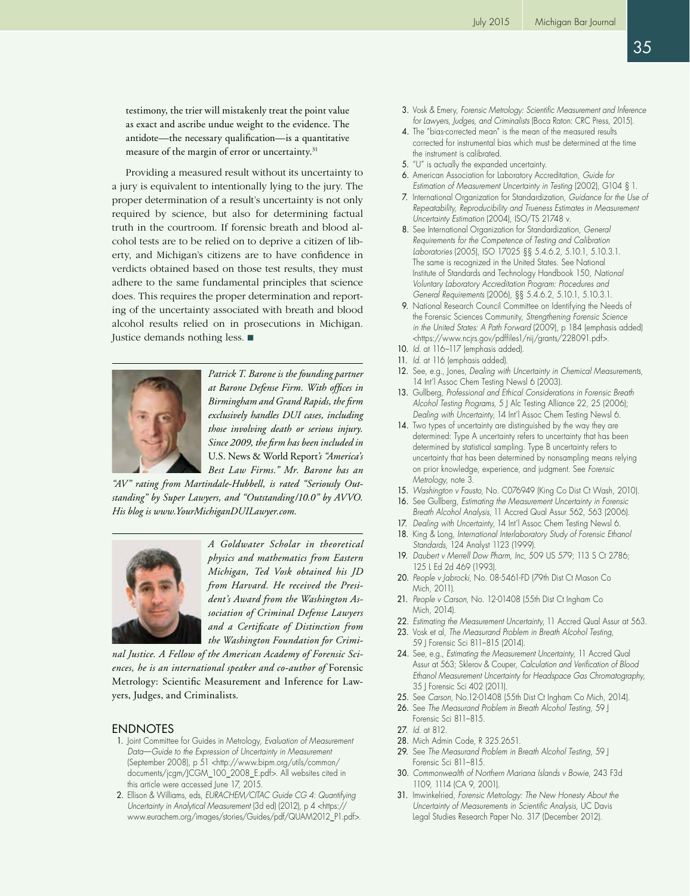testimony, the trier will mistakenly treat the point value as exact and ascribe undue weight to the evidence. The antidote—the necessary qualification—is a quantitative measure of the margin of error or uncertainty.[31]

Providing a measured result without its uncertainty to a jury is equivalent to intentionally lying to the jury. The proper determination of a result's uncertainty is not only required by science, but also for determining factual truth in the courtroom. If forensic breath and blood alcohol tests are to be relied on to deprive a citizen of liberty, and Michigan's citizens are to have confidence in verdicts obtained based on those test results, they must adhere to the same fundamental principles that science does. This requires the proper determination and reporting of the uncertainty associated with breath and blood alcohol results relied on in prosecutions in Michigan. Justice demands nothing less. ■

---

*Patrick T. Barone is the founding partner at Barone Defense Firm. With offices in Birmingham and Grand Rapids, the firm exclusively handles DUI cases, including those involving death or serious injury. Since 2009, the firm has been included in* U.S. News & World Report*'s "America's Best Law Firms." Mr. Barone has an "AV" rating from Martindale-Hubbell, is rated "Seriously Outstanding" by Super Lawyers, and "Outstanding/10.0" by AVVO. His blog is www.YourMichiganDUILawyer.com.*

---

*A Goldwater Scholar in theoretical physics and mathematics from Eastern Michigan, Ted Vosk obtained his JD from Harvard. He received the President's Award from the Washington Association of Criminal Defense Lawyers and a Certificate of Distinction from the Washington Foundation for Criminal Justice. A Fellow of the American Academy of Forensic Sciences, he is an international speaker and co-author of* Forensic Metrology: Scientific Measurement and Inference for Lawyers, Judges, and Criminalists.

## ENDNOTES

1. Joint Committee for Guides in Metrology, *Evaluation of Measurement Data—Guide to the Expression of Uncertainty in Measurement* (September 2008), p 51 <http://www.bipm.org/utils/common/documents/jcgm/JCGM_100_2008_E.pdf>. All websites cited in this article were accessed June 17, 2015.
2. Ellison & Williams, eds, *EURACHEM/CITAC Guide CG 4: Quantifying Uncertainty in Analytical Measurement* (3d ed) (2012), p 4 <https://www.eurachem.org/images/stories/Guides/pdf/QUAM2012_P1.pdf>.
3. Vosk & Emery, *Forensic Metrology: Scientific Measurement and Inference for Lawyers, Judges, and Criminalists* (Boca Raton: CRC Press, 2015).
4. The "bias-corrected mean" is the mean of the measured results corrected for instrumental bias which must be determined at the time the instrument is calibrated.
5. "U" is actually the expanded uncertainty.
6. American Association for Laboratory Accreditation, *Guide for Estimation of Measurement Uncertainty in Testing* (2002), G104 § 1.
7. International Organization for Standardization, *Guidance for the Use of Repeatability, Reproducibility and Trueness Estimates in Measurement Uncertainty Estimation* (2004), ISO/TS 21748 v.
8. See International Organization for Standardization, *General Requirements for the Competence of Testing and Calibration Laboratories* (2005), ISO 17025 §§ 5.4.6.2, 5.10.1, 5.10.3.1. The same is recognized in the United States. See National Institute of Standards and Technology Handbook 150, *National Voluntary Laboratory Accreditation Program: Procedures and General Requirements* (2006), §§ 5.4.6.2, 5.10.1, 5.10.3.1.
9. National Research Council Committee on Identifying the Needs of the Forensic Sciences Community, *Strengthening Forensic Science in the United States: A Path Forward* (2009), p 184 (emphasis added) <https://www.ncjrs.gov/pdffiles1/nij/grants/228091.pdf>.
10. *Id.* at 116–117 (emphasis added).
11. *Id.* at 116 (emphasis added).
12. See, e.g., Jones, *Dealing with Uncertainty in Chemical Measurements*, 14 Int'l Assoc Chem Testing Newsl 6 (2003).
13. Gullberg, *Professional and Ethical Considerations in Forensic Breath Alcohol Testing Programs*, 5 J Alc Testing Alliance 22, 25 (2006); *Dealing with Uncertainty*, 14 Int'l Assoc Chem Testing Newsl 6.
14. Two types of uncertainty are distinguished by the way they are determined: Type A uncertainty refers to uncertainty that has been determined by statistical sampling. Type B uncertainty refers to uncertainty that has been determined by nonsampling means relying on prior knowledge, experience, and judgment. See *Forensic Metrology*, note 3.
15. *Washington v Fausto*, No. C076949 (King Co Dist Ct Wash, 2010).
16. See Gullberg, *Estimating the Measurement Uncertainty in Forensic Breath Alcohol Analysis*, 11 Accred Qual Assur 562, 563 (2006).
17. *Dealing with Uncertainty*, 14 Int'l Assoc Chem Testing Newsl 6.
18. King & Long, *International Interlaboratory Study of Forensic Ethanol Standards*, 124 Analyst 1123 (1999).
19. *Daubert v Merrell Dow Pharm, Inc*, 509 US 579; 113 S Ct 2786; 125 L Ed 2d 469 (1993).
20. *People v Jabrocki*, No. 08-5461-FD (79th Dist Ct Mason Co Mich, 2011).
21. *People v Carson*, No. 12-01408 (55th Dist Ct Ingham Co Mich, 2014).
22. *Estimating the Measurement Uncertainty*, 11 Accred Qual Assur at 563.
23. Vosk et al, *The Measurand Problem in Breath Alcohol Testing*, 59 J Forensic Sci 811–815 (2014).
24. See, e.g., *Estimating the Measurement Uncertainty*, 11 Accred Qual Assur at 563; Sklerov & Couper, *Calculation and Verification of Blood Ethanol Measurement Uncertainty for Headspace Gas Chromatography*, 35 J Forensic Sci 402 (2011).
25. See *Carson*, No.12-01408 (55th Dist Ct Ingham Co Mich, 2014).
26. See *The Measurand Problem in Breath Alcohol Testing*, 59 J Forensic Sci 811–815.
27. *Id.* at 812.
28. Mich Admin Code, R 325.2651.
29. See *The Measurand Problem in Breath Alcohol Testing*, 59 J Forensic Sci 811–815.
30. *Commonwealth of Northern Mariana Islands v Bowie*, 243 F3d 1109, 1114 (CA 9, 2001).
31. Imwinkelried, *Forensic Metrology: The New Honesty About the Uncertainty of Measurements in Scientific Analysis*, UC Davis Legal Studies Research Paper No. 317 (December 2012).